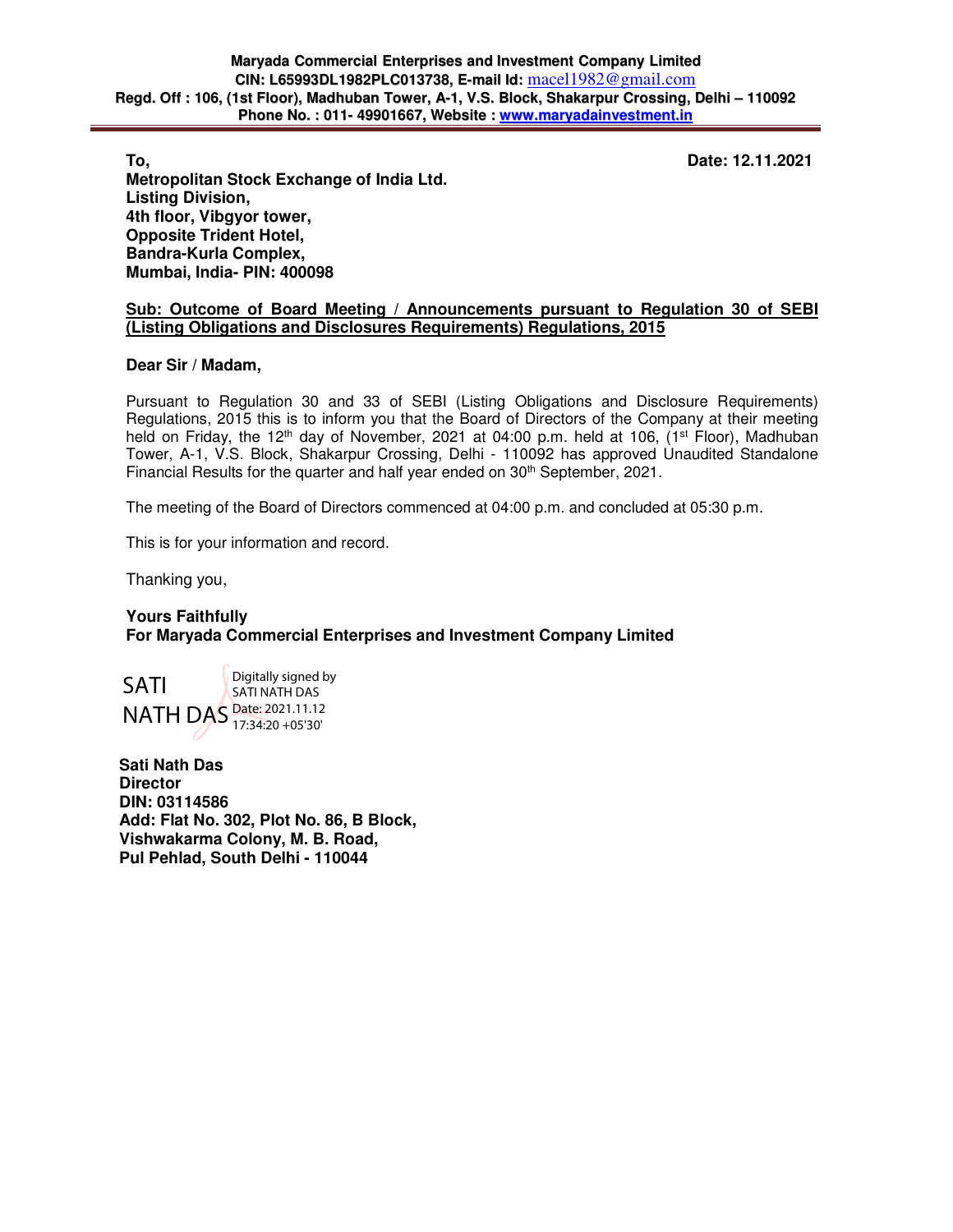**Maryada Commercial Enterprises and Investment Company Limited**
**CIN: L65993DL1982PLC013738, E-mail Id:** macel1982@gmail.com
**Regd. Off : 106, (1st Floor), Madhuban Tower, A-1, V.S. Block, Shakarpur Crossing, Delhi – 110092**
**Phone No. : 011- 49901667, Website : www.maryadainvestment.in**

---

**Date: 12.11.2021**

**To,**
**Metropolitan Stock Exchange of India Ltd.**
**Listing Division,**
**4th floor, Vibgyor tower,**
**Opposite Trident Hotel,**
**Bandra-Kurla Complex,**
**Mumbai, India- PIN: 400098**

**Sub: Outcome of Board Meeting / Announcements pursuant to Regulation 30 of SEBI (Listing Obligations and Disclosures Requirements) Regulations, 2015**

**Dear Sir / Madam,**

Pursuant to Regulation 30 and 33 of SEBI (Listing Obligations and Disclosure Requirements) Regulations, 2015 this is to inform you that the Board of Directors of the Company at their meeting held on Friday, the 12th day of November, 2021 at 04:00 p.m. held at 106, (1st Floor), Madhuban Tower, A-1, V.S. Block, Shakarpur Crossing, Delhi - 110092 has approved Unaudited Standalone Financial Results for the quarter and half year ended on 30th September, 2021.

The meeting of the Board of Directors commenced at 04:00 p.m. and concluded at 05:30 p.m.

This is for your information and record.

Thanking you,

**Yours Faithfully**
**For Maryada Commercial Enterprises and Investment Company Limited**

SATI NATH DAS
Digitally signed by SATI NATH DAS
Date: 2021.11.12 17:34:20 +05'30'

**Sati Nath Das**
**Director**
**DIN: 03114586**
**Add: Flat No. 302, Plot No. 86, B Block,**
**Vishwakarma Colony, M. B. Road,**
**Pul Pehlad, South Delhi - 110044**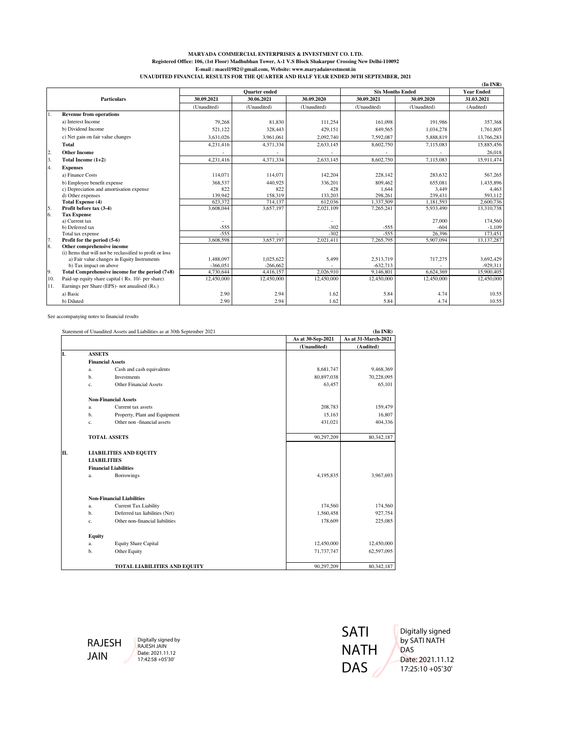**MARYADA COMMERCIAL ENTERPRISES & INVESTMENT CO. LTD.**

**Registered Office: 106, (1st Floor) Madhubhan Tower, A-1 V.S Block Shakarpur Crossing New Delhi-110092**

**E-mail : macel1982@gmail.com, Website: www.maryadainvestment.in**

**UNAUDITED FINANCIAL RESULTS FOR THE QUARTER AND HALF YEAR ENDED 30TH SEPTEMBER, 2021**

**(In INR)**

| | Particulars | Quarter ended | | | Six Months Ended | | Year Ended |
|---|---|---|---|---|---|---|---|
| | | 30.09.2021 | 30.06.2021 | 30.09.2020 | 30.09.2021 | 30.09.2020 | 31.03.2021 |
| | | (Unaudited) | (Unaudited) | (Unaudited) | (Unaudited) | (Unaudited) | (Audited) |
| 1. | **Revenue from operations** | | | | | | |
| | a) Interest Income | 79,268 | 81,830 | 111,254 | 161,098 | 191,986 | 357,368 |
| | b) Dividend Income | 521,122 | 328,443 | 429,151 | 849,565 | 1,034,278 | 1,761,805 |
| | c) Net gain on fair value changes | 3,631,026 | 3,961,061 | 2,092,740 | 7,592,087 | 5,888,819 | 13,766,283 |
| | **Total** | 4,231,416 | 4,371,334 | 2,633,145 | 8,602,750 | 7,115,083 | 15,885,456 |
| 2. | **Other Income** | - | - | - | - | - | 26,018 |
| 3. | **Total Income (1+2)** | 4,231,416 | 4,371,334 | 2,633,145 | 8,602,750 | 7,115,083 | 15,911,474 |
| 4. | **Expenses** | | | | | | |
| | a) Finance Costs | 114,071 | 114,071 | 142,204 | 228,142 | 283,632 | 567,265 |
| | b) Employee benefit expense | 368,537 | 440,925 | 336,201 | 809,462 | 655,081 | 1,435,896 |
| | c) Depreciation and amortisation expense | 822 | 822 | 428 | 1,644 | 3,449 | 4,463 |
| | d) Other expenses | 139,942 | 158,319 | 133,203 | 298,261 | 239,431 | 593,112 |
| | **Total Expense (4)** | 623,372 | 714,137 | 612,036 | 1,337,509 | 1,181,593 | 2,600,736 |
| 5. | **Profit before tax (3-4)** | 3,608,044 | 3,657,197 | 2,021,109 | 7,265,241 | 5,933,490 | 13,310,738 |
| 6. | **Tax Expense** | | | | | | |
| | a) Current tax | - | | - | | 27,000 | 174,560 |
| | b) Deferred tax | -555 | | -302 | -555 | -604 | -1,109 |
| | Total tax expense | -555 | - | -302 | -555 | 26,396 | 173,451 |
| 7. | **Profit for the period (5-6)** | 3,608,598 | 3,657,197 | 2,021,411 | 7,265,795 | 5,907,094 | 13,137,287 |
| 8. | **Other comprehensive income** | | | | | | |
| | (i) Items that will not be reclassified to profit or loss | | | | | | |
| | a) Fair value changes in Equity Instruments | 1,488,097 | 1,025,622 | 5,499 | 2,513,719 | 717,275 | 3,692,429 |
| | b) Tax impact on above | -366,051 | -266,662 | - | -632,713 | - | -929,311 |
| 9. | **Total Comprehensive income for the period (7+8)** | 4,730,644 | 4,416,157 | 2,026,910 | 9,146,801 | 6,624,369 | 15,900,405 |
| 10. | Paid-up equity share capital ( Rs. 10/- per share) | 12,450,000 | 12,450,000 | 12,450,000 | 12,450,000 | 12,450,000 | 12,450,000 |
| 11. | Earnings per Share (EPS)- not anualised (Rs.) | | | | | | |
| | a) Basic | 2.90 | 2.94 | 1.62 | 5.84 | 4.74 | 10.55 |
| | b) Diluted | 2.90 | 2.94 | 1.62 | 5.84 | 4.74 | 10.55 |

See accompanying notes to financial results

Statement of Unaudited Assets and Liabilities as at 30th September 2021

**(In INR)**

| | | | As at 30-Sep-2021 | As at 31-March-2021 |
|---|---|---|---|---|
| | | | (Unaudited) | (Audited) |
| **I.** | **ASSETS** | | | |
| | **Financial Assets** | | | |
| | a. | Cash and cash equivalents | 8,681,747 | 9,468,369 |
| | b. | Investments | 80,897,038 | 70,228,095 |
| | c. | Other Financial Assets | 63,457 | 65,101 |
| | **Non-Financial Assets** | | | |
| | a. | Current tax assets | 208,783 | 159,479 |
| | b. | Property, Plant and Equipment | 15,163 | 16,807 |
| | c. | Other non -financial assets | 431,021 | 404,336 |
| | **TOTAL ASSETS** | | 90,297,209 | 80,342,187 |
| **II.** | **LIABILITIES AND EQUITY** | | | |
| | **LIABILITIES** | | | |
| | **Financial Liabilities** | | | |
| | a. | Borrowings | 4,195,835 | 3,967,693 |
| | **Non-Financial Liabilities** | | | |
| | a. | Current Tax Liability | 174,560 | 174,560 |
| | b. | Deferred tax liabilities (Net) | 1,560,458 | 927,754 |
| | c. | Other non-financial liabilities | 178,609 | 225,085 |
| | **Equity** | | | |
| | a. | Equity Share Capital | 12,450,000 | 12,450,000 |
| | b. | Other Equity | 71,737,747 | 62,597,095 |
| | | **TOTAL LIABILITIES AND EQUITY** | 90,297,209 | 80,342,187 |

RAJESH JAIN — Digitally signed by RAJESH JAIN Date: 2021.11.12 17:42:58 +05'30'

SATI NATH DAS — Digitally signed by SATI NATH DAS Date: 2021.11.12 17:25:10 +05'30'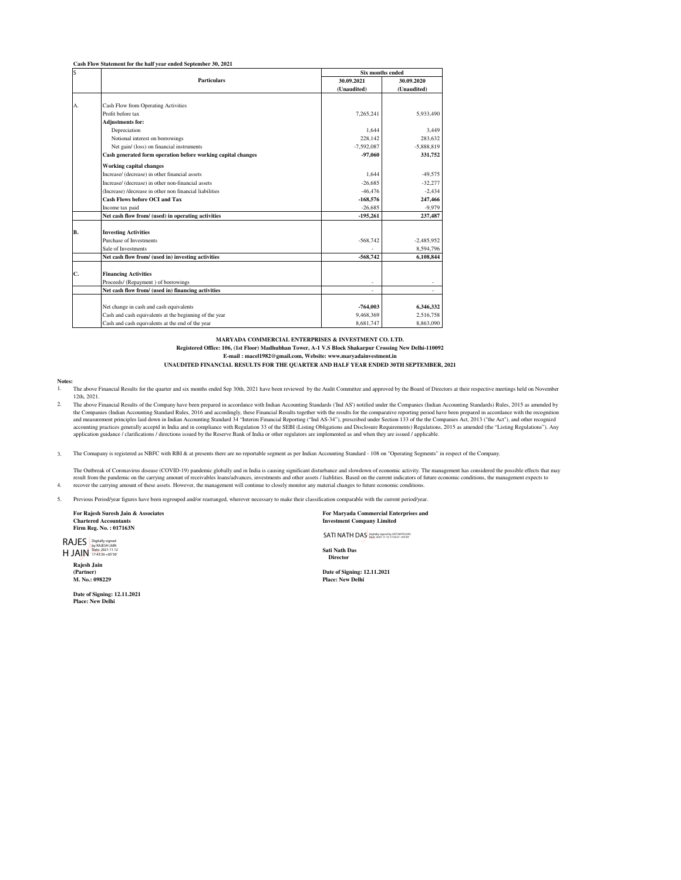**Cash Flow Statement for the half year ended September 30, 2021**

| S | Particulars | Six months ended | |
|---|---|---|---|
| | | 30.09.2021 (Unaudited) | 30.09.2020 (Unaudited) |
| A. | Cash Flow from Operating Activities | | |
| | Profit before tax | 7,265,241 | 5,933,490 |
| | **Adjustments for:** | | |
| | Depreciation | 1,644 | 3,449 |
| | Notional interest on borrowings | 228,142 | 283,632 |
| | Net gain/ (loss) on financial instruments | -7,592,087 | -5,888,819 |
| | **Cash generated form operation before working capital changes** | **-97,060** | **331,752** |
| | **Working capital changes** | | |
| | Increase/ (decrease) in other financial assets | 1,644 | -49,575 |
| | Increase/ (decrease) in other non-financial assets | -26,685 | -32,277 |
| | (Increase) /decrease in other non financial liabilities | -46,476 | -2,434 |
| | **Cash Flows before OCI and Tax** | **-168,576** | **247,466** |
| | Income tax paid | -26,685 | -9,979 |
| | **Net cash flow from/ (used) in operating activities** | **-195,261** | **237,487** |
| **B.** | **Investing Activities** | | |
| | Purchase of Investments | -568,742 | -2,485,952 |
| | Sale of Investments | - | 8,594,796 |
| | **Net cash flow from/ (used in) investing activities** | **-568,742** | **6,108,844** |
| **C.** | **Financing Activities** | | |
| | Proceeds/ (Repayment ) of borrowings | - | - |
| | **Net cash flow from/ (used in) financing activities** | - | - |
| | Net change in cash and cash equivalents | **-764,003** | **6,346,332** |
| | Cash and cash equivalents at the beginning of the year | 9,468,369 | 2,516,758 |
| | Cash and cash equivalents at the end of the year | 8,681,747 | 8,863,090 |

**MARYADA COMMERCIAL ENTERPRISES & INVESTMENT CO. LTD.**

**Registered Office: 106, (1st Floor) Madhubhan Tower, A-1 V.S Block Shakarpur Crossing New Delhi-110092**

**E-mail : macel1982@gmail.com, Website: www.maryadainvestment.in**

**UNAUDITED FINANCIAL RESULTS FOR THE QUARTER AND HALF YEAR ENDED 30TH SEPTEMBER, 2021**

**Notes:**

1. The above Financial Results for the quarter and six months ended Sep 30th, 2021 have been reviewed by the Audit Committee and approved by the Board of Directors at their respective meetings held on November 12th, 2021.

2. The above Financial Results of the Company have been prepared in accordance with Indian Accounting Standards ('Ind AS') notified under the Companies (Indian Accounting Standards) Rules, 2015 as amended by the Companies (Indian Accounting Standard Rules, 2016 and accordingly, these Financial Results together with the results for the comparative reporting period have been prepared in accordance with the recognition and measurement principles laid down in Indian Accounting Standard 34 "Interim Financial Reporting ("Ind AS-34"), prescribed under Section 133 of the the Companies Act, 2013 ("the Act"), and other recognizd accounting practices generally acceptd in India and in compliance with Regulation 33 of the SEBI (Listing Obligations and Disclosure Requirements) Regulations, 2015 as amended (the "Listing Regulations"). Any application guidance / clarifications / directions issued by the Reserve Bank of India or other regulators are implemented as and when they are issued / applicable.

3. The Comapany is registered as NBFC with RBI & at presents there are no reportable segment as per Indian Accounting Standard - 108 on "Operating Segments" in respect of the Company.

4. The Outbreak of Coronavirus disease (COVID-19) pandemic globally and in India is causing significant disturbance and slowdown of economic activity. The management has considered the possible effects that may result from the pandemic on the carrying amount of receivables loans/advances, investments and other assets / liablities. Based on the current indicators of future economic conditions, the management expects to recover the carrying amount of these assets. However, the management will continue to closely monitor any material changes to future economic conditions.

5. Previous Period/year figures have been regrouped and/or rearranged, wherever necessary to make their classification comparable with the current period/year.

**For Rajesh Suresh Jain & Associates**
**Chartered Accountants**
**Firm Reg. No. : 017163N**

RAJESH JAIN (Digitally signed by RAJESH JAIN Date: 2021.11.12 17:43:36 +05'30')

**Rajesh Jain**
**(Partner)**
**M. No.: 098229**

**Date of Signing: 12.11.2021**
**Place: New Delhi**

**For Maryada Commercial Enterprises and Investment Company Limited**

SATI NATH DAS (Digitally signed by SATI NATH DAS Date: 2021.11.12 17:23:51 +05'30')

**Sati Nath Das**
**Director**

**Date of Signing: 12.11.2021**
**Place: New Delhi**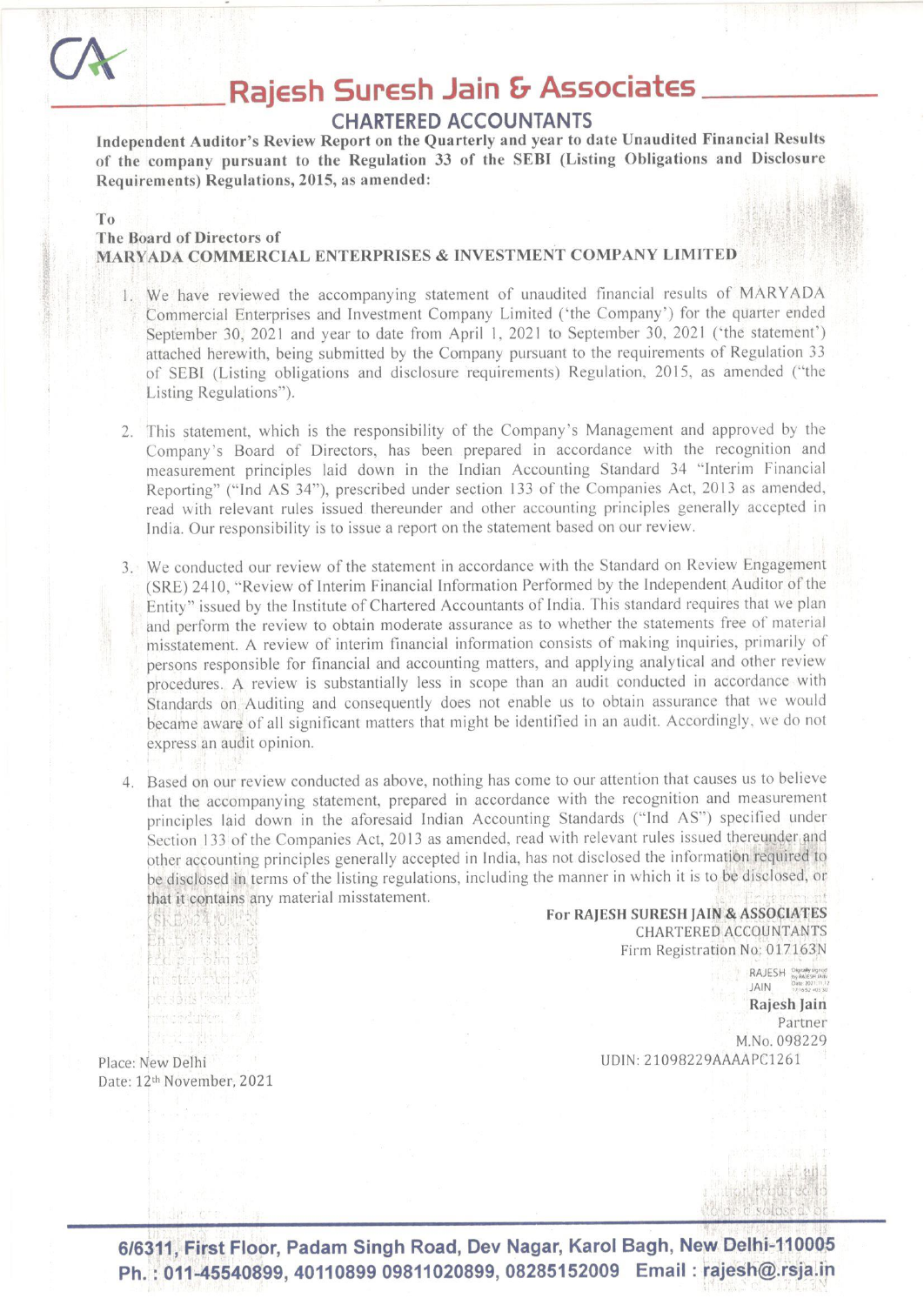# Rajesh Suresh Jain & Associates

## CHARTERED ACCOUNTANTS

**Independent Auditor's Review Report on the Quarterly and year to date Unaudited Financial Results of the company pursuant to the Regulation 33 of the SEBI (Listing Obligations and Disclosure Requirements) Regulations, 2015, as amended:**

To
The Board of Directors of
MARYADA COMMERCIAL ENTERPRISES & INVESTMENT COMPANY LIMITED

1. We have reviewed the accompanying statement of unaudited financial results of MARYADA Commercial Enterprises and Investment Company Limited ('the Company') for the quarter ended September 30, 2021 and year to date from April 1, 2021 to September 30, 2021 ('the statement') attached herewith, being submitted by the Company pursuant to the requirements of Regulation 33 of SEBI (Listing obligations and disclosure requirements) Regulation, 2015, as amended ("the Listing Regulations").

2. This statement, which is the responsibility of the Company's Management and approved by the Company's Board of Directors, has been prepared in accordance with the recognition and measurement principles laid down in the Indian Accounting Standard 34 "Interim Financial Reporting" ("Ind AS 34"), prescribed under section 133 of the Companies Act, 2013 as amended, read with relevant rules issued thereunder and other accounting principles generally accepted in India. Our responsibility is to issue a report on the statement based on our review.

3. We conducted our review of the statement in accordance with the Standard on Review Engagement (SRE) 2410, "Review of Interim Financial Information Performed by the Independent Auditor of the Entity" issued by the Institute of Chartered Accountants of India. This standard requires that we plan and perform the review to obtain moderate assurance as to whether the statements free of material misstatement. A review of interim financial information consists of making inquiries, primarily of persons responsible for financial and accounting matters, and applying analytical and other review procedures. A review is substantially less in scope than an audit conducted in accordance with Standards on Auditing and consequently does not enable us to obtain assurance that we would became aware of all significant matters that might be identified in an audit. Accordingly, we do not express an audit opinion.

4. Based on our review conducted as above, nothing has come to our attention that causes us to believe that the accompanying statement, prepared in accordance with the recognition and measurement principles laid down in the aforesaid Indian Accounting Standards ("Ind AS") specified under Section 133 of the Companies Act, 2013 as amended, read with relevant rules issued thereunder and other accounting principles generally accepted in India, has not disclosed the information required to be disclosed in terms of the listing regulations, including the manner in which it is to be disclosed, or that it contains any material misstatement.

**For RAJESH SURESH JAIN & ASSOCIATES**
CHARTERED ACCOUNTANTS
Firm Registration No: 017163N

RAJESH JAIN

**Rajesh Jain**
Partner
M.No. 098229
UDIN: 21098229AAAAPC1261

Place: New Delhi
Date: 12th November, 2021

6/6311, First Floor, Padam Singh Road, Dev Nagar, Karol Bagh, New Delhi-110005
Ph. : 011-45540899, 40110899 09811020899, 08285152009 Email : rajesh@.rsja.in